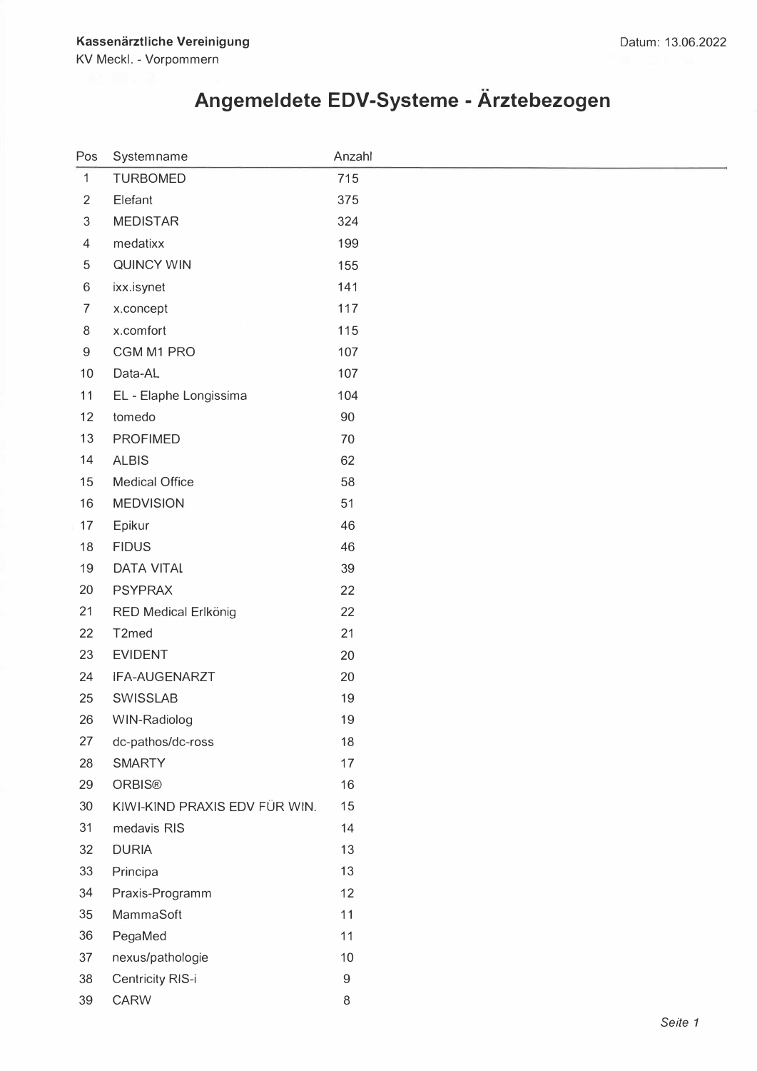**Kassenärztliche Vereinigung**
KV Meckl. - Vorpommern

Datum: 13.06.2022

# Angemeldete EDV-Systeme - Ärztebezogen

| Pos | Systemname | Anzahl |
|---|---|---|
| 1 | TURBOMED | 715 |
| 2 | Elefant | 375 |
| 3 | MEDISTAR | 324 |
| 4 | medatixx | 199 |
| 5 | QUINCY WIN | 155 |
| 6 | ixx.isynet | 141 |
| 7 | x.concept | 117 |
| 8 | x.comfort | 115 |
| 9 | CGM M1 PRO | 107 |
| 10 | Data-AL | 107 |
| 11 | EL - Elaphe Longissima | 104 |
| 12 | tomedo | 90 |
| 13 | PROFIMED | 70 |
| 14 | ALBIS | 62 |
| 15 | Medical Office | 58 |
| 16 | MEDVISION | 51 |
| 17 | Epikur | 46 |
| 18 | FIDUS | 46 |
| 19 | DATA VITAL | 39 |
| 20 | PSYPRAX | 22 |
| 21 | RED Medical Erlkönig | 22 |
| 22 | T2med | 21 |
| 23 | EVIDENT | 20 |
| 24 | IFA-AUGENARZT | 20 |
| 25 | SWISSLAB | 19 |
| 26 | WIN-Radiolog | 19 |
| 27 | dc-pathos/dc-ross | 18 |
| 28 | SMARTY | 17 |
| 29 | ORBIS® | 16 |
| 30 | KIWI-KIND PRAXIS EDV FÜR WIN. | 15 |
| 31 | medavis RIS | 14 |
| 32 | DURIA | 13 |
| 33 | Principa | 13 |
| 34 | Praxis-Programm | 12 |
| 35 | MammaSoft | 11 |
| 36 | PegaMed | 11 |
| 37 | nexus/pathologie | 10 |
| 38 | Centricity RIS-i | 9 |
| 39 | CARW | 8 |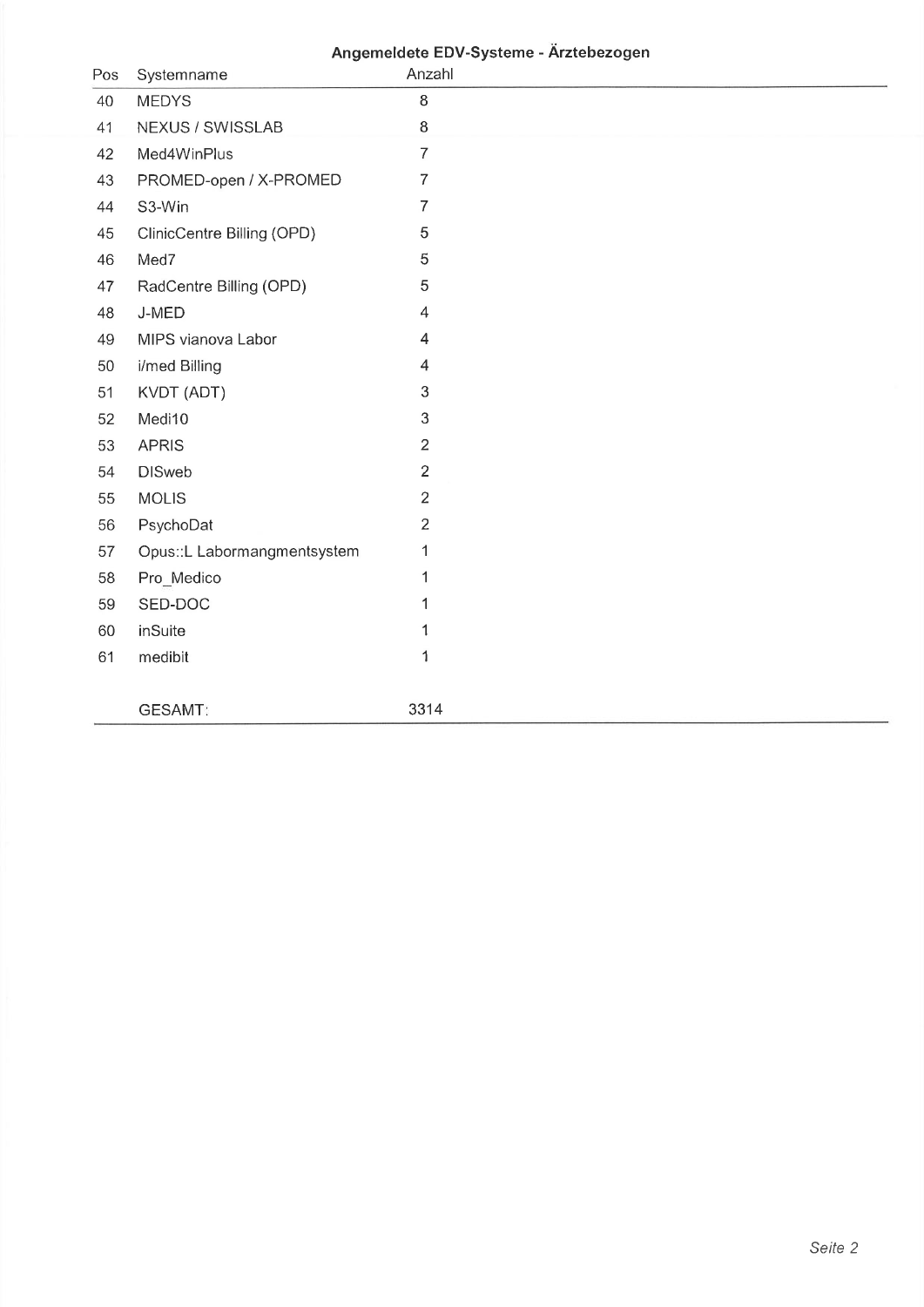## Angemeldete EDV-Systeme - Ärztebezogen

| Pos | Systemname | Anzahl |
|---|---|---|
| 40 | MEDYS | 8 |
| 41 | NEXUS / SWISSLAB | 8 |
| 42 | Med4WinPlus | 7 |
| 43 | PROMED-open / X-PROMED | 7 |
| 44 | S3-Win | 7 |
| 45 | ClinicCentre Billing (OPD) | 5 |
| 46 | Med7 | 5 |
| 47 | RadCentre Billing (OPD) | 5 |
| 48 | J-MED | 4 |
| 49 | MIPS vianova Labor | 4 |
| 50 | i/med Billing | 4 |
| 51 | KVDT (ADT) | 3 |
| 52 | Medi10 | 3 |
| 53 | APRIS | 2 |
| 54 | DISweb | 2 |
| 55 | MOLIS | 2 |
| 56 | PsychoDat | 2 |
| 57 | Opus::L Labormangmentsystem | 1 |
| 58 | Pro_Medico | 1 |
| 59 | SED-DOC | 1 |
| 60 | inSuite | 1 |
| 61 | medibit | 1 |
| | GESAMT: | 3314 |